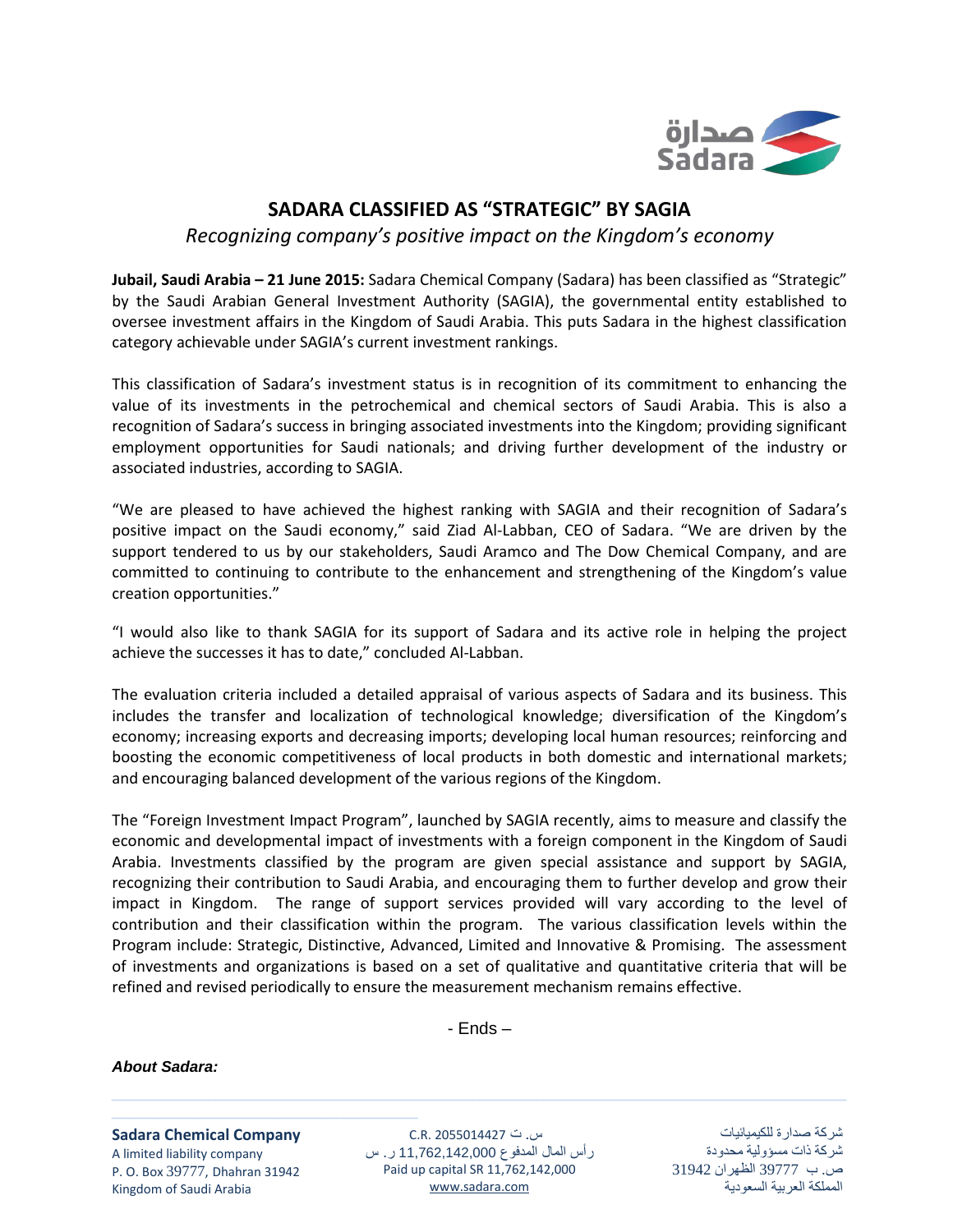# SADARA CLASSIFIED AS "STRATEGIC" BY SAGIA

*Recognizing company's positive impact on the Kingdom's economy*

**Jubail, Saudi Arabia – 21 June 2015:** Sadara Chemical Company (Sadara) has been classified as "Strategic" by the Saudi Arabian General Investment Authority (SAGIA), the governmental entity established to oversee investment affairs in the Kingdom of Saudi Arabia. This puts Sadara in the highest classification category achievable under SAGIA's current investment rankings.

This classification of Sadara's investment status is in recognition of its commitment to enhancing the value of its investments in the petrochemical and chemical sectors of Saudi Arabia. This is also a recognition of Sadara's success in bringing associated investments into the Kingdom; providing significant employment opportunities for Saudi nationals; and driving further development of the industry or associated industries, according to SAGIA.

"We are pleased to have achieved the highest ranking with SAGIA and their recognition of Sadara's positive impact on the Saudi economy," said Ziad Al-Labban, CEO of Sadara. "We are driven by the support tendered to us by our stakeholders, Saudi Aramco and The Dow Chemical Company, and are committed to continuing to contribute to the enhancement and strengthening of the Kingdom's value creation opportunities."

"I would also like to thank SAGIA for its support of Sadara and its active role in helping the project achieve the successes it has to date," concluded Al-Labban.

The evaluation criteria included a detailed appraisal of various aspects of Sadara and its business. This includes the transfer and localization of technological knowledge; diversification of the Kingdom's economy; increasing exports and decreasing imports; developing local human resources; reinforcing and boosting the economic competitiveness of local products in both domestic and international markets; and encouraging balanced development of the various regions of the Kingdom.

The "Foreign Investment Impact Program", launched by SAGIA recently, aims to measure and classify the economic and developmental impact of investments with a foreign component in the Kingdom of Saudi Arabia. Investments classified by the program are given special assistance and support by SAGIA, recognizing their contribution to Saudi Arabia, and encouraging them to further develop and grow their impact in Kingdom. The range of support services provided will vary according to the level of contribution and their classification within the program. The various classification levels within the Program include: Strategic, Distinctive, Advanced, Limited and Innovative & Promising. The assessment of investments and organizations is based on a set of qualitative and quantitative criteria that will be refined and revised periodically to ensure the measurement mechanism remains effective.

- Ends –

***About Sadara:***

**Sadara Chemical Company**
A limited liability company
P. O. Box 39777, Dhahran 31942
Kingdom of Saudi Arabia

C.R. 2055014427 س. ت
رأس المال المدفوع 11,762,142,000 ر. س
Paid up capital SR 11,762,142,000
www.sadara.com

شركة صدارة للكيميائيات
شركة ذات مسؤولية محدودة
ص. ب 39777 الظهران 31942
المملكة العربية السعودية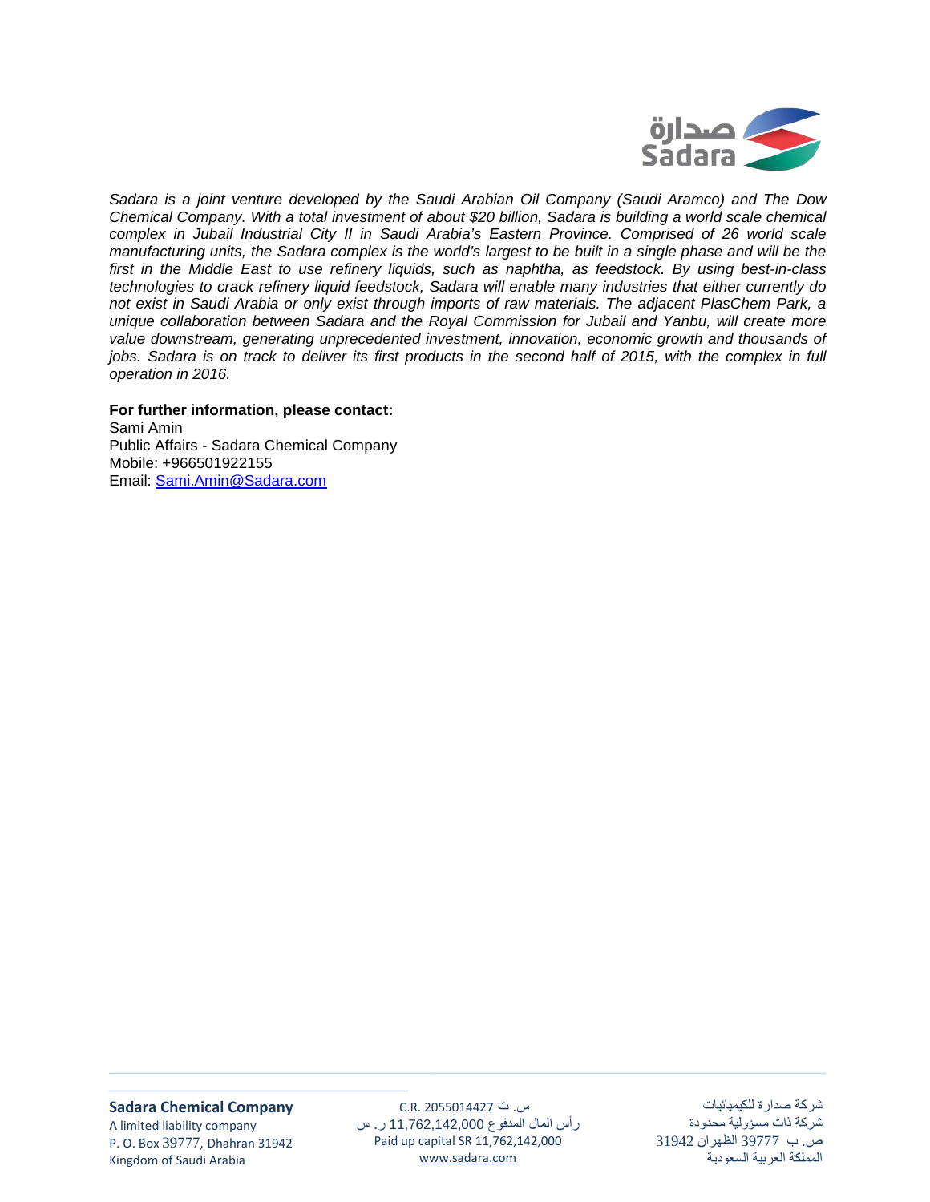*Sadara is a joint venture developed by the Saudi Arabian Oil Company (Saudi Aramco) and The Dow Chemical Company. With a total investment of about $20 billion, Sadara is building a world scale chemical complex in Jubail Industrial City II in Saudi Arabia's Eastern Province. Comprised of 26 world scale manufacturing units, the Sadara complex is the world's largest to be built in a single phase and will be the first in the Middle East to use refinery liquids, such as naphtha, as feedstock. By using best-in-class technologies to crack refinery liquid feedstock, Sadara will enable many industries that either currently do not exist in Saudi Arabia or only exist through imports of raw materials. The adjacent PlasChem Park, a unique collaboration between Sadara and the Royal Commission for Jubail and Yanbu, will create more value downstream, generating unprecedented investment, innovation, economic growth and thousands of jobs. Sadara is on track to deliver its first products in the second half of 2015, with the complex in full operation in 2016.*

**For further information, please contact:**
Sami Amin
Public Affairs - Sadara Chemical Company
Mobile: +966501922155
Email: Sami.Amin@Sadara.com